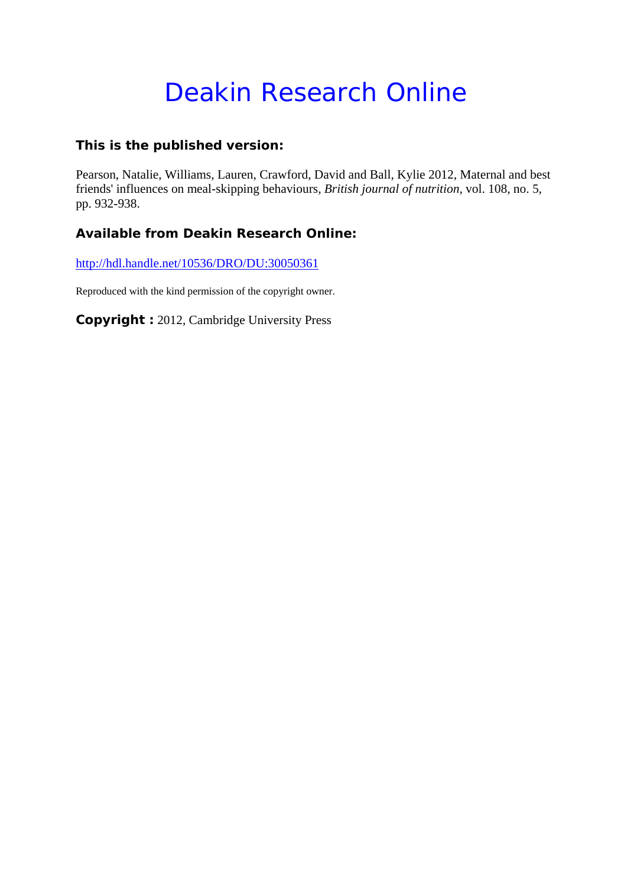# Deakin Research Online

### This is the published version:

Pearson, Natalie, Williams, Lauren, Crawford, David and Ball, Kylie 2012, Maternal and best friends' influences on meal-skipping behaviours, *British journal of nutrition*, vol. 108, no. 5, pp. 932-938.

### Available from Deakin Research Online:

http://hdl.handle.net/10536/DRO/DU:30050361

Reproduced with the kind permission of the copyright owner.

**Copyright :** 2012, Cambridge University Press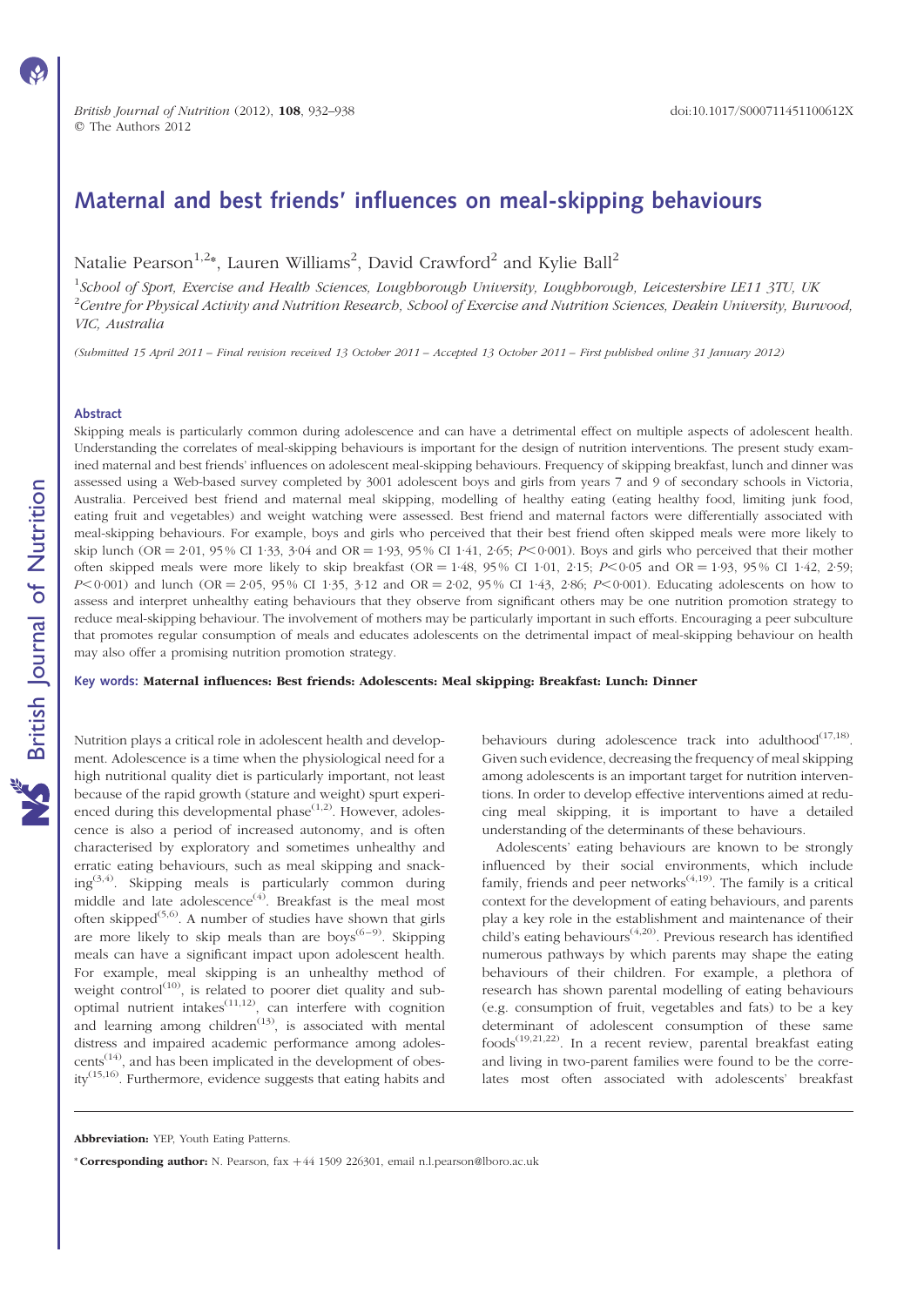# Maternal and best friends' influences on meal-skipping behaviours

Natalie Pearson[1,2]*, Lauren Williams[2], David Crawford[2] and Kylie Ball[2]

[1]*School of Sport, Exercise and Health Sciences, Loughborough University, Loughborough, Leicestershire LE11 3TU, UK*
[2]*Centre for Physical Activity and Nutrition Research, School of Exercise and Nutrition Sciences, Deakin University, Burwood, VIC, Australia*

*(Submitted 15 April 2011 – Final revision received 13 October 2011 – Accepted 13 October 2011 – First published online 31 January 2012)*

## Abstract

Skipping meals is particularly common during adolescence and can have a detrimental effect on multiple aspects of adolescent health. Understanding the correlates of meal-skipping behaviours is important for the design of nutrition interventions. The present study examined maternal and best friends' influences on adolescent meal-skipping behaviours. Frequency of skipping breakfast, lunch and dinner was assessed using a Web-based survey completed by 3001 adolescent boys and girls from years 7 and 9 of secondary schools in Victoria, Australia. Perceived best friend and maternal meal skipping, modelling of healthy eating (eating healthy food, limiting junk food, eating fruit and vegetables) and weight watching were assessed. Best friend and maternal factors were differentially associated with meal-skipping behaviours. For example, boys and girls who perceived that their best friend often skipped meals were more likely to skip lunch (OR = 2·01, 95 % CI 1·33, 3·04 and OR = 1·93, 95 % CI 1·41, 2·65; $P < 0·001$). Boys and girls who perceived that their mother often skipped meals were more likely to skip breakfast (OR = 1·48, 95 % CI 1·01, 2·15; $P < 0·05$ and OR = 1·93, 95 % CI 1·42, 2·59; $P < 0·001$) and lunch (OR = 2·05, 95 % CI 1·35, 3·12 and OR = 2·02, 95 % CI 1·43, 2·86; $P < 0·001$). Educating adolescents on how to assess and interpret unhealthy eating behaviours that they observe from significant others may be one nutrition promotion strategy to reduce meal-skipping behaviour. The involvement of mothers may be particularly important in such efforts. Encouraging a peer subculture that promotes regular consumption of meals and educates adolescents on the detrimental impact of meal-skipping behaviour on health may also offer a promising nutrition promotion strategy.

**Key words: Maternal influences: Best friends: Adolescents: Meal skipping: Breakfast: Lunch: Dinner**

Nutrition plays a critical role in adolescent health and development. Adolescence is a time when the physiological need for a high nutritional quality diet is particularly important, not least because of the rapid growth (stature and weight) spurt experienced during this developmental phase[1,2]. However, adolescence is also a period of increased autonomy, and is often characterised by exploratory and sometimes unhealthy and erratic eating behaviours, such as meal skipping and snacking[3,4]. Skipping meals is particularly common during middle and late adolescence[4]. Breakfast is the meal most often skipped[5,6]. A number of studies have shown that girls are more likely to skip meals than are boys[6–9]. Skipping meals can have a significant impact upon adolescent health. For example, meal skipping is an unhealthy method of weight control[10], is related to poorer diet quality and suboptimal nutrient intakes[11,12], can interfere with cognition and learning among children[13], is associated with mental distress and impaired academic performance among adolescents[14], and has been implicated in the development of obesity[15,16]. Furthermore, evidence suggests that eating habits and behaviours during adolescence track into adulthood[17,18]. Given such evidence, decreasing the frequency of meal skipping among adolescents is an important target for nutrition interventions. In order to develop effective interventions aimed at reducing meal skipping, it is important to have a detailed understanding of the determinants of these behaviours.

Adolescents' eating behaviours are known to be strongly influenced by their social environments, which include family, friends and peer networks[4,19]. The family is a critical context for the development of eating behaviours, and parents play a key role in the establishment and maintenance of their child's eating behaviours[4,20]. Previous research has identified numerous pathways by which parents may shape the eating behaviours of their children. For example, a plethora of research has shown parental modelling of eating behaviours (e.g. consumption of fruit, vegetables and fats) to be a key determinant of adolescent consumption of these same foods[19,21,22]. In a recent review, parental breakfast eating and living in two-parent families were found to be the correlates most often associated with adolescents' breakfast

**Abbreviation:** YEP, Youth Eating Patterns.

* **Corresponding author:** N. Pearson, fax +44 1509 226301, email n.l.pearson@lboro.ac.uk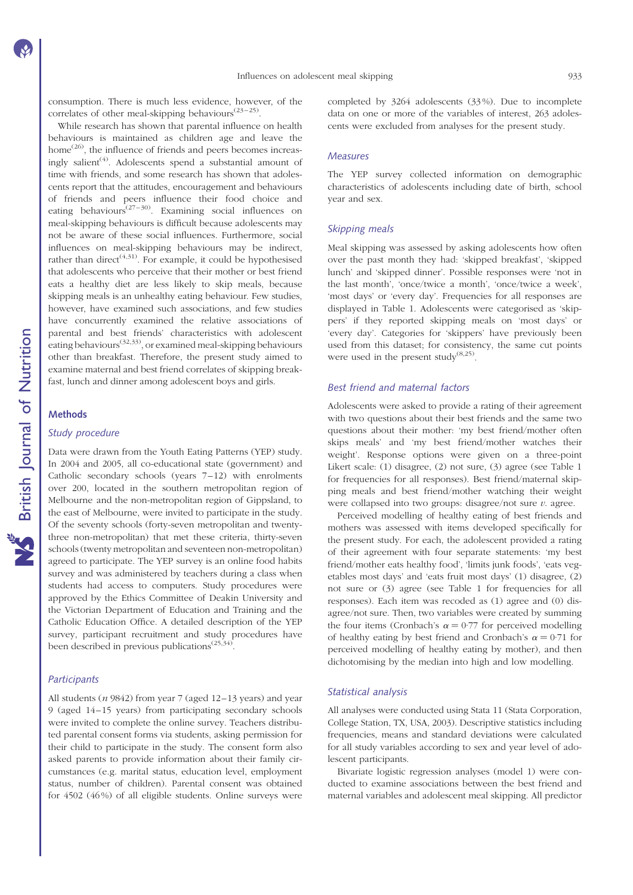consumption. There is much less evidence, however, of the correlates of other meal-skipping behaviours[23–25].

While research has shown that parental influence on health behaviours is maintained as children age and leave the home[26], the influence of friends and peers becomes increasingly salient[4]. Adolescents spend a substantial amount of time with friends, and some research has shown that adolescents report that the attitudes, encouragement and behaviours of friends and peers influence their food choice and eating behaviours[27–30]. Examining social influences on meal-skipping behaviours is difficult because adolescents may not be aware of these social influences. Furthermore, social influences on meal-skipping behaviours may be indirect, rather than direct[4,31]. For example, it could be hypothesised that adolescents who perceive that their mother or best friend eats a healthy diet are less likely to skip meals, because skipping meals is an unhealthy eating behaviour. Few studies, however, have examined such associations, and few studies have concurrently examined the relative associations of parental and best friends' characteristics with adolescent eating behaviours[32,33], or examined meal-skipping behaviours other than breakfast. Therefore, the present study aimed to examine maternal and best friend correlates of skipping breakfast, lunch and dinner among adolescent boys and girls.

## Methods

### Study procedure

Data were drawn from the Youth Eating Patterns (YEP) study. In 2004 and 2005, all co-educational state (government) and Catholic secondary schools (years 7–12) with enrolments over 200, located in the southern metropolitan region of Melbourne and the non-metropolitan region of Gippsland, to the east of Melbourne, were invited to participate in the study. Of the seventy schools (forty-seven metropolitan and twenty-three non-metropolitan) that met these criteria, thirty-seven schools (twenty metropolitan and seventeen non-metropolitan) agreed to participate. The YEP survey is an online food habits survey and was administered by teachers during a class when students had access to computers. Study procedures were approved by the Ethics Committee of Deakin University and the Victorian Department of Education and Training and the Catholic Education Office. A detailed description of the YEP survey, participant recruitment and study procedures have been described in previous publications[25,34].

### Participants

All students ($n$ 9842) from year 7 (aged 12–13 years) and year 9 (aged 14–15 years) from participating secondary schools were invited to complete the online survey. Teachers distributed parental consent forms via students, asking permission for their child to participate in the study. The consent form also asked parents to provide information about their family circumstances (e.g. marital status, education level, employment status, number of children). Parental consent was obtained for 4502 (46 %) of all eligible students. Online surveys were completed by 3264 adolescents (33 %). Due to incomplete data on one or more of the variables of interest, 263 adolescents were excluded from analyses for the present study.

### Measures

The YEP survey collected information on demographic characteristics of adolescents including date of birth, school year and sex.

### Skipping meals

Meal skipping was assessed by asking adolescents how often over the past month they had: 'skipped breakfast', 'skipped lunch' and 'skipped dinner'. Possible responses were 'not in the last month', 'once/twice a month', 'once/twice a week', 'most days' or 'every day'. Frequencies for all responses are displayed in Table 1. Adolescents were categorised as 'skippers' if they reported skipping meals on 'most days' or 'every day'. Categories for 'skippers' have previously been used from this dataset; for consistency, the same cut points were used in the present study[8,25].

### Best friend and maternal factors

Adolescents were asked to provide a rating of their agreement with two questions about their best friends and the same two questions about their mother: 'my best friend/mother often skips meals' and 'my best friend/mother watches their weight'. Response options were given on a three-point Likert scale: (1) disagree, (2) not sure, (3) agree (see Table 1 for frequencies for all responses). Best friend/maternal skipping meals and best friend/mother watching their weight were collapsed into two groups: disagree/not sure $v$. agree.

Perceived modelling of healthy eating of best friends and mothers was assessed with items developed specifically for the present study. For each, the adolescent provided a rating of their agreement with four separate statements: 'my best friend/mother eats healthy food', 'limits junk foods', 'eats vegetables most days' and 'eats fruit most days' (1) disagree, (2) not sure or (3) agree (see Table 1 for frequencies for all responses). Each item was recoded as (1) agree and (0) disagree/not sure. Then, two variables were created by summing the four items (Cronbach's $\alpha = 0{\cdot}77$ for perceived modelling of healthy eating by best friend and Cronbach's $\alpha = 0{\cdot}71$ for perceived modelling of healthy eating by mother), and then dichotomising by the median into high and low modelling.

### Statistical analysis

All analyses were conducted using Stata 11 (Stata Corporation, College Station, TX, USA, 2003). Descriptive statistics including frequencies, means and standard deviations were calculated for all study variables according to sex and year level of adolescent participants.

Bivariate logistic regression analyses (model 1) were conducted to examine associations between the best friend and maternal variables and adolescent meal skipping. All predictor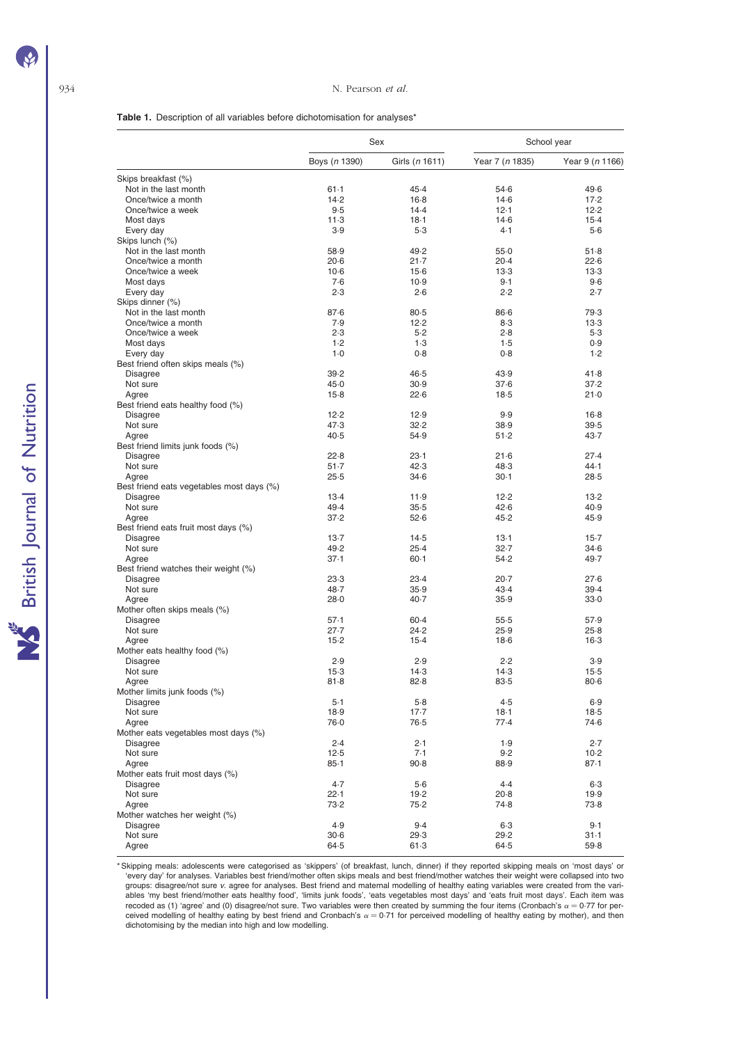**Table 1.** Description of all variables before dichotomisation for analyses*

| | Sex | | School year | |
|---|---|---|---|---|
| | Boys (*n* 1390) | Girls (*n* 1611) | Year 7 (*n* 1835) | Year 9 (*n* 1166) |
| Skips breakfast (%) | | | | |
| Not in the last month | 61·1 | 45·4 | 54·6 | 49·6 |
| Once/twice a month | 14·2 | 16·8 | 14·6 | 17·2 |
| Once/twice a week | 9·5 | 14·4 | 12·1 | 12·2 |
| Most days | 11·3 | 18·1 | 14·6 | 15·4 |
| Every day | 3·9 | 5·3 | 4·1 | 5·6 |
| Skips lunch (%) | | | | |
| Not in the last month | 58·9 | 49·2 | 55·0 | 51·8 |
| Once/twice a month | 20·6 | 21·7 | 20·4 | 22·6 |
| Once/twice a week | 10·6 | 15·6 | 13·3 | 13·3 |
| Most days | 7·6 | 10·9 | 9·1 | 9·6 |
| Every day | 2·3 | 2·6 | 2·2 | 2·7 |
| Skips dinner (%) | | | | |
| Not in the last month | 87·6 | 80·5 | 86·6 | 79·3 |
| Once/twice a month | 7·9 | 12·2 | 8·3 | 13·3 |
| Once/twice a week | 2·3 | 5·2 | 2·8 | 5·3 |
| Most days | 1·2 | 1·3 | 1·5 | 0·9 |
| Every day | 1·0 | 0·8 | 0·8 | 1·2 |
| Best friend often skips meals (%) | | | | |
| Disagree | 39·2 | 46·5 | 43·9 | 41·8 |
| Not sure | 45·0 | 30·9 | 37·6 | 37·2 |
| Agree | 15·8 | 22·6 | 18·5 | 21·0 |
| Best friend eats healthy food (%) | | | | |
| Disagree | 12·2 | 12·9 | 9·9 | 16·8 |
| Not sure | 47·3 | 32·2 | 38·9 | 39·5 |
| Agree | 40·5 | 54·9 | 51·2 | 43·7 |
| Best friend limits junk foods (%) | | | | |
| Disagree | 22·8 | 23·1 | 21·6 | 27·4 |
| Not sure | 51·7 | 42·3 | 48·3 | 44·1 |
| Agree | 25·5 | 34·6 | 30·1 | 28·5 |
| Best friend eats vegetables most days (%) | | | | |
| Disagree | 13·4 | 11·9 | 12·2 | 13·2 |
| Not sure | 49·4 | 35·5 | 42·6 | 40·9 |
| Agree | 37·2 | 52·6 | 45·2 | 45·9 |
| Best friend eats fruit most days (%) | | | | |
| Disagree | 13·7 | 14·5 | 13·1 | 15·7 |
| Not sure | 49·2 | 25·4 | 32·7 | 34·6 |
| Agree | 37·1 | 60·1 | 54·2 | 49·7 |
| Best friend watches their weight (%) | | | | |
| Disagree | 23·3 | 23·4 | 20·7 | 27·6 |
| Not sure | 48·7 | 35·9 | 43·4 | 39·4 |
| Agree | 28·0 | 40·7 | 35·9 | 33·0 |
| Mother often skips meals (%) | | | | |
| Disagree | 57·1 | 60·4 | 55·5 | 57·9 |
| Not sure | 27·7 | 24·2 | 25·9 | 25·8 |
| Agree | 15·2 | 15·4 | 18·6 | 16·3 |
| Mother eats healthy food (%) | | | | |
| Disagree | 2·9 | 2·9 | 2·2 | 3·9 |
| Not sure | 15·3 | 14·3 | 14·3 | 15·5 |
| Agree | 81·8 | 82·8 | 83·5 | 80·6 |
| Mother limits junk foods (%) | | | | |
| Disagree | 5·1 | 5·8 | 4·5 | 6·9 |
| Not sure | 18·9 | 17·7 | 18·1 | 18·5 |
| Agree | 76·0 | 76·5 | 77·4 | 74·6 |
| Mother eats vegetables most days (%) | | | | |
| Disagree | 2·4 | 2·1 | 1·9 | 2·7 |
| Not sure | 12·5 | 7·1 | 9·2 | 10·2 |
| Agree | 85·1 | 90·8 | 88·9 | 87·1 |
| Mother eats fruit most days (%) | | | | |
| Disagree | 4·7 | 5·6 | 4·4 | 6·3 |
| Not sure | 22·1 | 19·2 | 20·8 | 19·9 |
| Agree | 73·2 | 75·2 | 74·8 | 73·8 |
| Mother watches her weight (%) | | | | |
| Disagree | 4·9 | 9·4 | 6·3 | 9·1 |
| Not sure | 30·6 | 29·3 | 29·2 | 31·1 |
| Agree | 64·5 | 61·3 | 64·5 | 59·8 |

\* Skipping meals: adolescents were categorised as 'skippers' (of breakfast, lunch, dinner) if they reported skipping meals on 'most days' or 'every day' for analyses. Variables best friend/mother often skips meals and best friend/mother watches their weight were collapsed into two groups: disagree/not sure *v.* agree for analyses. Best friend and maternal modelling of healthy eating variables were created from the variables 'my best friend/mother eats healthy food', 'limits junk foods', 'eats vegetables most days' and 'eats fruit most days'. Each item was recoded as (1) 'agree' and (0) disagree/not sure. Two variables were then created by summing the four items (Cronbach's $\alpha = 0{\cdot}77$ for perceived modelling of healthy eating by best friend and Cronbach's $\alpha = 0{\cdot}71$ for perceived modelling of healthy eating by mother), and then dichotomising by the median into high and low modelling.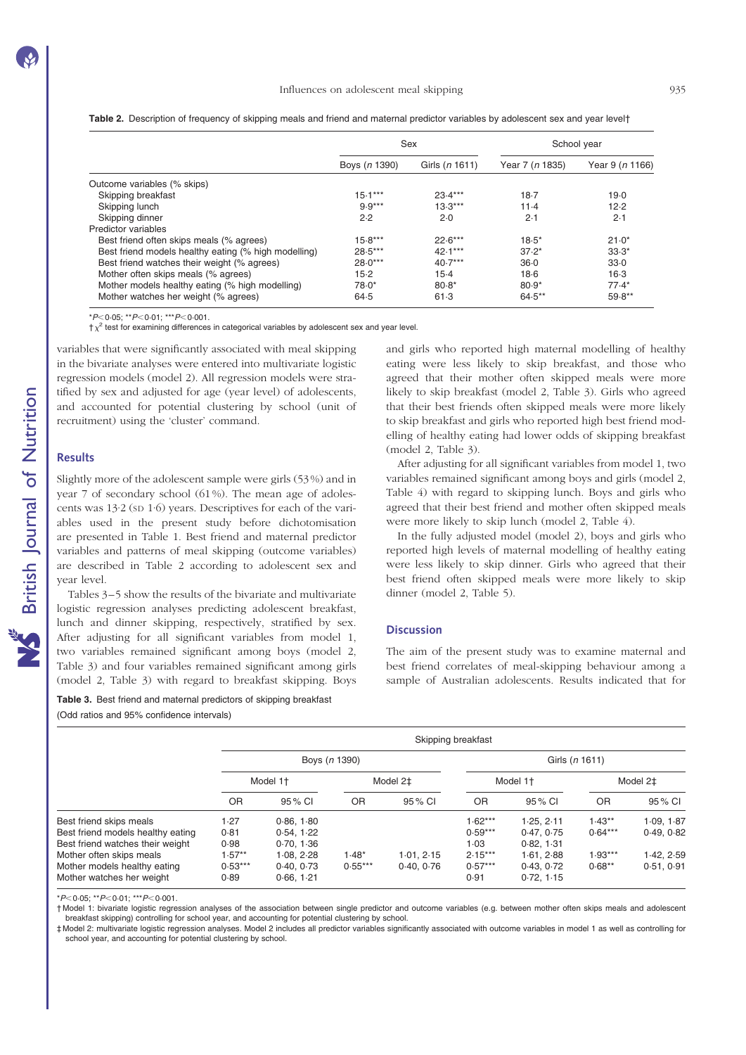**Table 2.** Description of frequency of skipping meals and friend and maternal predictor variables by adolescent sex and year level†

| | Sex | | School year | |
|---|---|---|---|---|
| | Boys (*n* 1390) | Girls (*n* 1611) | Year 7 (*n* 1835) | Year 9 (*n* 1166) |
| Outcome variables (% skips) | | | | |
| Skipping breakfast | 15·1*** | 23·4*** | 18·7 | 19·0 |
| Skipping lunch | 9·9*** | 13·3*** | 11·4 | 12·2 |
| Skipping dinner | 2·2 | 2·0 | 2·1 | 2·1 |
| Predictor variables | | | | |
| Best friend often skips meals (% agrees) | 15·8*** | 22·6*** | 18·5* | 21·0* |
| Best friend models healthy eating (% high modelling) | 28·5*** | 42·1*** | 37·2* | 33·3* |
| Best friend watches their weight (% agrees) | 28·0*** | 40·7*** | 36·0 | 33·0 |
| Mother often skips meals (% agrees) | 15·2 | 15·4 | 18·6 | 16·3 |
| Mother models healthy eating (% high modelling) | 78·0* | 80·8* | 80·9* | 77·4* |
| Mother watches her weight (% agrees) | 64·5 | 61·3 | 64·5** | 59·8** |

$^*P<0·05$; $^{**}P<0·01$; $^{***}P<0·001$.
† $\chi^2$ test for examining differences in categorical variables by adolescent sex and year level.

variables that were significantly associated with meal skipping in the bivariate analyses were entered into multivariate logistic regression models (model 2). All regression models were stratified by sex and adjusted for age (year level) of adolescents, and accounted for potential clustering by school (unit of recruitment) using the 'cluster' command.

## Results

Slightly more of the adolescent sample were girls (53 %) and in year 7 of secondary school (61 %). The mean age of adolescents was 13·2 (SD 1·6) years. Descriptives for each of the variables used in the present study before dichotomisation are presented in Table 1. Best friend and maternal predictor variables and patterns of meal skipping (outcome variables) are described in Table 2 according to adolescent sex and year level.

Tables 3–5 show the results of the bivariate and multivariate logistic regression analyses predicting adolescent breakfast, lunch and dinner skipping, respectively, stratified by sex. After adjusting for all significant variables from model 1, two variables remained significant among boys (model 2, Table 3) and four variables remained significant among girls (model 2, Table 3) with regard to breakfast skipping. Boys and girls who reported high maternal modelling of healthy eating were less likely to skip breakfast, and those who agreed that their mother often skipped meals were more likely to skip breakfast (model 2, Table 3). Girls who agreed that their best friends often skipped meals were more likely to skip breakfast and girls who reported high best friend modelling of healthy eating had lower odds of skipping breakfast (model 2, Table 3).

After adjusting for all significant variables from model 1, two variables remained significant among boys and girls (model 2, Table 4) with regard to skipping lunch. Boys and girls who agreed that their best friend and mother often skipped meals were more likely to skip lunch (model 2, Table 4).

In the fully adjusted model (model 2), boys and girls who reported high levels of maternal modelling of healthy eating were less likely to skip dinner. Girls who agreed that their best friend often skipped meals were more likely to skip dinner (model 2, Table 5).

## Discussion

The aim of the present study was to examine maternal and best friend correlates of meal-skipping behaviour among a sample of Australian adolescents. Results indicated that for

**Table 3.** Best friend and maternal predictors of skipping breakfast
(Odd ratios and 95% confidence intervals)

| | Skipping breakfast | | | | | | | |
|---|---|---|---|---|---|---|---|---|
| | Boys (*n* 1390) | | | | Girls (*n* 1611) | | | |
| | Model 1† | | Model 2‡ | | Model 1† | | Model 2‡ | |
| | OR | 95 % CI | OR | 95 % CI | OR | 95 % CI | OR | 95 % CI |
| Best friend skips meals | 1·27 | 0·86, 1·80 | | | 1·62*** | 1·25, 2·11 | 1·43** | 1·09, 1·87 |
| Best friend models healthy eating | 0·81 | 0·54, 1·22 | | | 0·59*** | 0·47, 0·75 | 0·64*** | 0·49, 0·82 |
| Best friend watches their weight | 0·98 | 0·70, 1·36 | | | 1·03 | 0·82, 1·31 | | |
| Mother often skips meals | 1·57** | 1·08, 2·28 | 1·48* | 1·01, 2·15 | 2·15*** | 1·61, 2·88 | 1·93*** | 1·42, 2·59 |
| Mother models healthy eating | 0·53*** | 0·40, 0·73 | 0·55*** | 0·40, 0·76 | 0·57*** | 0·43, 0·72 | 0·68** | 0·51, 0·91 |
| Mother watches her weight | 0·89 | 0·66, 1·21 | | | 0·91 | 0·72, 1·15 | | |

$^*P<0·05$; $^{**}P<0·01$; $^{***}P<0·001$.
† Model 1: bivariate logistic regression analyses of the association between single predictor and outcome variables (e.g. between mother often skips meals and adolescent breakfast skipping) controlling for school year, and accounting for potential clustering by school.
‡ Model 2: multivariate logistic regression analyses. Model 2 includes all predictor variables significantly associated with outcome variables in model 1 as well as controlling for school year, and accounting for potential clustering by school.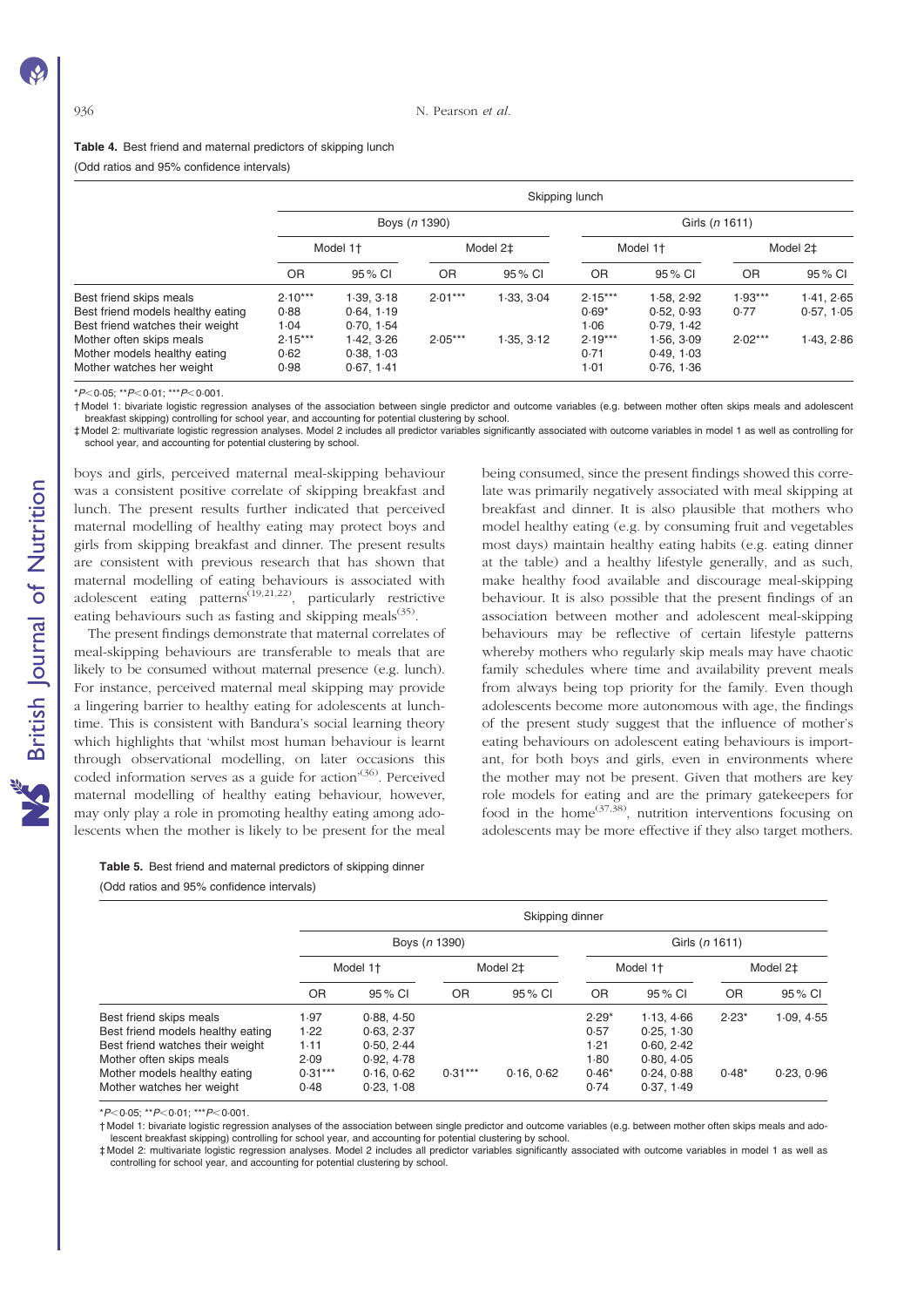**Table 4.** Best friend and maternal predictors of skipping lunch

(Odd ratios and 95% confidence intervals)

| | Skipping lunch | | | | | | | |
|---|---|---|---|---|---|---|---|---|
| | Boys (*n* 1390) | | | | Girls (*n* 1611) | | | |
| | Model 1† | | Model 2‡ | | Model 1† | | Model 2‡ | |
| | OR | 95 % CI | OR | 95 % CI | OR | 95 % CI | OR | 95 % CI |
| Best friend skips meals | 2·10*** | 1·39, 3·18 | 2·01*** | 1·33, 3·04 | 2·15*** | 1·58, 2·92 | 1·93*** | 1·41, 2·65 |
| Best friend models healthy eating | 0·88 | 0·64, 1·19 | | | 0·69* | 0·52, 0·93 | 0·77 | 0·57, 1·05 |
| Best friend watches their weight | 1·04 | 0·70, 1·54 | | | 1·06 | 0·79, 1·42 | | |
| Mother often skips meals | 2·15*** | 1·42, 3·26 | 2·05*** | 1·35, 3·12 | 2·19*** | 1·56, 3·09 | 2·02*** | 1·43, 2·86 |
| Mother models healthy eating | 0·62 | 0·38, 1·03 | | | 0·71 | 0·49, 1·03 | | |
| Mother watches her weight | 0·98 | 0·67, 1·41 | | | 1·01 | 0·76, 1·36 | | |

\* $P<0·05$; ** $P<0·01$; *** $P<0·001$.

† Model 1: bivariate logistic regression analyses of the association between single predictor and outcome variables (e.g. between mother often skips meals and adolescent breakfast skipping) controlling for school year, and accounting for potential clustering by school.

‡ Model 2: multivariate logistic regression analyses. Model 2 includes all predictor variables significantly associated with outcome variables in model 1 as well as controlling for school year, and accounting for potential clustering by school.

boys and girls, perceived maternal meal-skipping behaviour was a consistent positive correlate of skipping breakfast and lunch. The present results further indicated that perceived maternal modelling of healthy eating may protect boys and girls from skipping breakfast and dinner. The present results are consistent with previous research that has shown that maternal modelling of eating behaviours is associated with adolescent eating patterns[19,21,22], particularly restrictive eating behaviours such as fasting and skipping meals[35].

The present findings demonstrate that maternal correlates of meal-skipping behaviours are transferable to meals that are likely to be consumed without maternal presence (e.g. lunch). For instance, perceived maternal meal skipping may provide a lingering barrier to healthy eating for adolescents at lunchtime. This is consistent with Bandura's social learning theory which highlights that 'whilst most human behaviour is learnt through observational modelling, on later occasions this coded information serves as a guide for action'[36]. Perceived maternal modelling of healthy eating behaviour, however, may only play a role in promoting healthy eating among adolescents when the mother is likely to be present for the meal being consumed, since the present findings showed this correlate was primarily negatively associated with meal skipping at breakfast and dinner. It is also plausible that mothers who model healthy eating (e.g. by consuming fruit and vegetables most days) maintain healthy eating habits (e.g. eating dinner at the table) and a healthy lifestyle generally, and as such, make healthy food available and discourage meal-skipping behaviour. It is also possible that the present findings of an association between mother and adolescent meal-skipping behaviours may be reflective of certain lifestyle patterns whereby mothers who regularly skip meals may have chaotic family schedules where time and availability prevent meals from always being top priority for the family. Even though adolescents become more autonomous with age, the findings of the present study suggest that the influence of mother's eating behaviours on adolescent eating behaviours is important, for both boys and girls, even in environments where the mother may not be present. Given that mothers are key role models for eating and are the primary gatekeepers for food in the home[37,38], nutrition interventions focusing on adolescents may be more effective if they also target mothers.

**Table 5.** Best friend and maternal predictors of skipping dinner

(Odd ratios and 95% confidence intervals)

| | Skipping dinner | | | | | | | |
|---|---|---|---|---|---|---|---|---|
| | Boys (*n* 1390) | | | | Girls (*n* 1611) | | | |
| | Model 1† | | Model 2‡ | | Model 1† | | Model 2‡ | |
| | OR | 95 % CI | OR | 95 % CI | OR | 95 % CI | OR | 95 % CI |
| Best friend skips meals | 1·97 | 0·88, 4·50 | | | 2·29* | 1·13, 4·66 | 2·23* | 1·09, 4·55 |
| Best friend models healthy eating | 1·22 | 0·63, 2·37 | | | 0·57 | 0·25, 1·30 | | |
| Best friend watches their weight | 1·11 | 0·50, 2·44 | | | 1·21 | 0·60, 2·42 | | |
| Mother often skips meals | 2·09 | 0·92, 4·78 | | | 1·80 | 0·80, 4·05 | | |
| Mother models healthy eating | 0·31*** | 0·16, 0·62 | 0·31*** | 0·16, 0·62 | 0·46* | 0·24, 0·88 | 0·48* | 0·23, 0·96 |
| Mother watches her weight | 0·48 | 0·23, 1·08 | | | 0·74 | 0·37, 1·49 | | |

\* $P<0·05$; ** $P<0·01$; *** $P<0·001$.

† Model 1: bivariate logistic regression analyses of the association between single predictor and outcome variables (e.g. between mother often skips meals and adolescent breakfast skipping) controlling for school year, and accounting for potential clustering by school.

‡ Model 2: multivariate logistic regression analyses. Model 2 includes all predictor variables significantly associated with outcome variables in model 1 as well as controlling for school year, and accounting for potential clustering by school.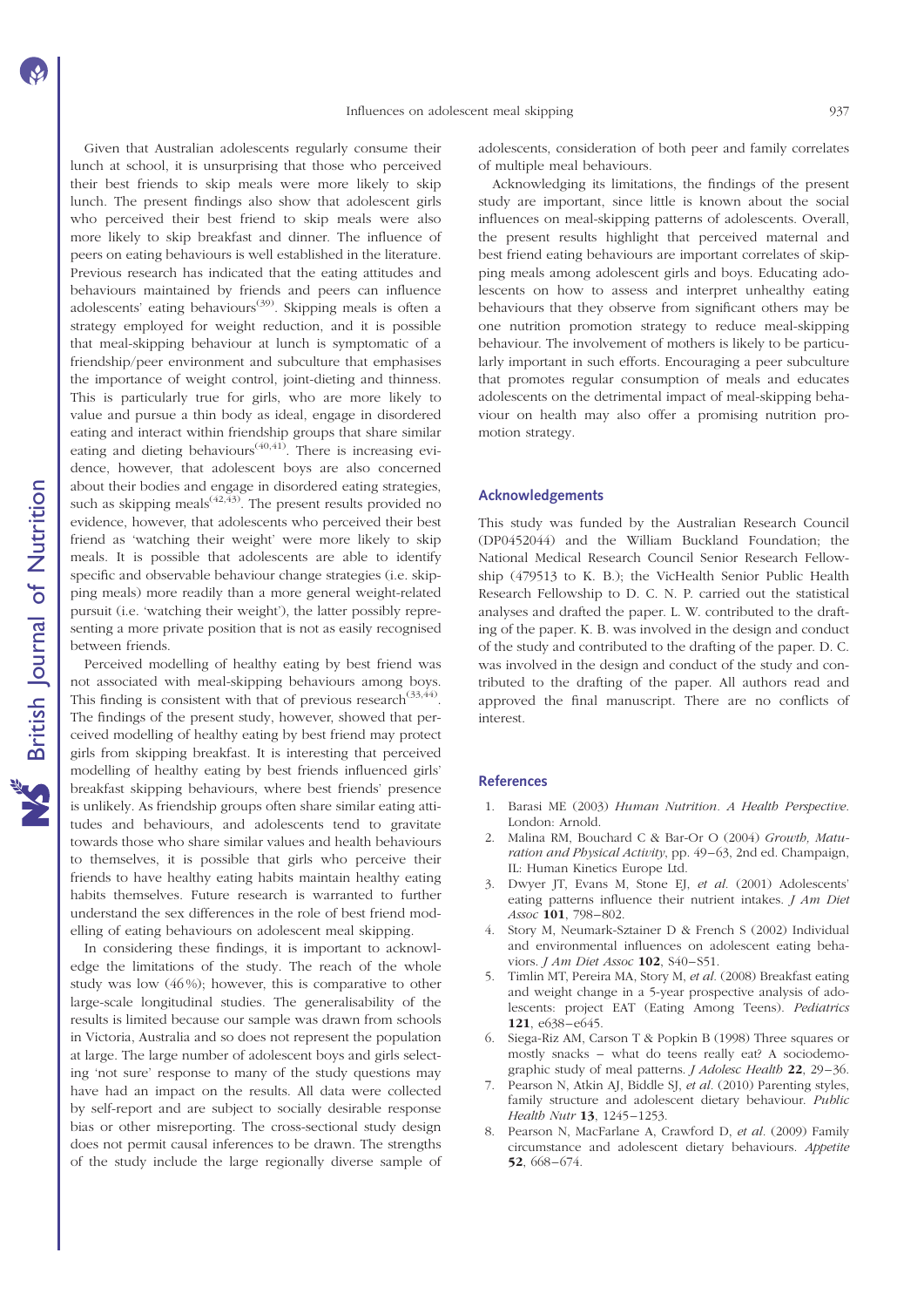Given that Australian adolescents regularly consume their lunch at school, it is unsurprising that those who perceived their best friends to skip meals were more likely to skip lunch. The present findings also show that adolescent girls who perceived their best friend to skip meals were also more likely to skip breakfast and dinner. The influence of peers on eating behaviours is well established in the literature. Previous research has indicated that the eating attitudes and behaviours maintained by friends and peers can influence adolescents' eating behaviours[39]. Skipping meals is often a strategy employed for weight reduction, and it is possible that meal-skipping behaviour at lunch is symptomatic of a friendship/peer environment and subculture that emphasises the importance of weight control, joint-dieting and thinness. This is particularly true for girls, who are more likely to value and pursue a thin body as ideal, engage in disordered eating and interact within friendship groups that share similar eating and dieting behaviours[40,41]. There is increasing evidence, however, that adolescent boys are also concerned about their bodies and engage in disordered eating strategies, such as skipping meals[42,43]. The present results provided no evidence, however, that adolescents who perceived their best friend as 'watching their weight' were more likely to skip meals. It is possible that adolescents are able to identify specific and observable behaviour change strategies (i.e. skipping meals) more readily than a more general weight-related pursuit (i.e. 'watching their weight'), the latter possibly representing a more private position that is not as easily recognised between friends.

Perceived modelling of healthy eating by best friend was not associated with meal-skipping behaviours among boys. This finding is consistent with that of previous research[33,44]. The findings of the present study, however, showed that perceived modelling of healthy eating by best friend may protect girls from skipping breakfast. It is interesting that perceived modelling of healthy eating by best friends influenced girls' breakfast skipping behaviours, where best friends' presence is unlikely. As friendship groups often share similar eating attitudes and behaviours, and adolescents tend to gravitate towards those who share similar values and health behaviours to themselves, it is possible that girls who perceive their friends to have healthy eating habits maintain healthy eating habits themselves. Future research is warranted to further understand the sex differences in the role of best friend modelling of eating behaviours on adolescent meal skipping.

In considering these findings, it is important to acknowledge the limitations of the study. The reach of the whole study was low (46%); however, this is comparative to other large-scale longitudinal studies. The generalisability of the results is limited because our sample was drawn from schools in Victoria, Australia and so does not represent the population at large. The large number of adolescent boys and girls selecting 'not sure' response to many of the study questions may have had an impact on the results. All data were collected by self-report and are subject to socially desirable response bias or other misreporting. The cross-sectional study design does not permit causal inferences to be drawn. The strengths of the study include the large regionally diverse sample of adolescents, consideration of both peer and family correlates of multiple meal behaviours.

Acknowledging its limitations, the findings of the present study are important, since little is known about the social influences on meal-skipping patterns of adolescents. Overall, the present results highlight that perceived maternal and best friend eating behaviours are important correlates of skipping meals among adolescent girls and boys. Educating adolescents on how to assess and interpret unhealthy eating behaviours that they observe from significant others may be one nutrition promotion strategy to reduce meal-skipping behaviour. The involvement of mothers is likely to be particularly important in such efforts. Encouraging a peer subculture that promotes regular consumption of meals and educates adolescents on the detrimental impact of meal-skipping behaviour on health may also offer a promising nutrition promotion strategy.

## Acknowledgements

This study was funded by the Australian Research Council (DP0452044) and the William Buckland Foundation; the National Medical Research Council Senior Research Fellowship (479513 to K. B.); the VicHealth Senior Public Health Research Fellowship to D. C. N. P. carried out the statistical analyses and drafted the paper. L. W. contributed to the drafting of the paper. K. B. was involved in the design and conduct of the study and contributed to the drafting of the paper. D. C. was involved in the design and conduct of the study and contributed to the drafting of the paper. All authors read and approved the final manuscript. There are no conflicts of interest.

## References

1. Barasi ME (2003) *Human Nutrition. A Health Perspective*. London: Arnold.
2. Malina RM, Bouchard C & Bar-Or O (2004) *Growth, Maturation and Physical Activity*, pp. 49–63, 2nd ed. Champaign, IL: Human Kinetics Europe Ltd.
3. Dwyer JT, Evans M, Stone EJ, *et al.* (2001) Adolescents' eating patterns influence their nutrient intakes. *J Am Diet Assoc* **101**, 798–802.
4. Story M, Neumark-Sztainer D & French S (2002) Individual and environmental influences on adolescent eating behaviors. *J Am Diet Assoc* **102**, S40–S51.
5. Timlin MT, Pereira MA, Story M, *et al.* (2008) Breakfast eating and weight change in a 5-year prospective analysis of adolescents: project EAT (Eating Among Teens). *Pediatrics* **121**, e638–e645.
6. Siega-Riz AM, Carson T & Popkin B (1998) Three squares or mostly snacks – what do teens really eat? A sociodemographic study of meal patterns. *J Adolesc Health* **22**, 29–36.
7. Pearson N, Atkin AJ, Biddle SJ, *et al.* (2010) Parenting styles, family structure and adolescent dietary behaviour. *Public Health Nutr* **13**, 1245–1253.
8. Pearson N, MacFarlane A, Crawford D, *et al.* (2009) Family circumstance and adolescent dietary behaviours. *Appetite* **52**, 668–674.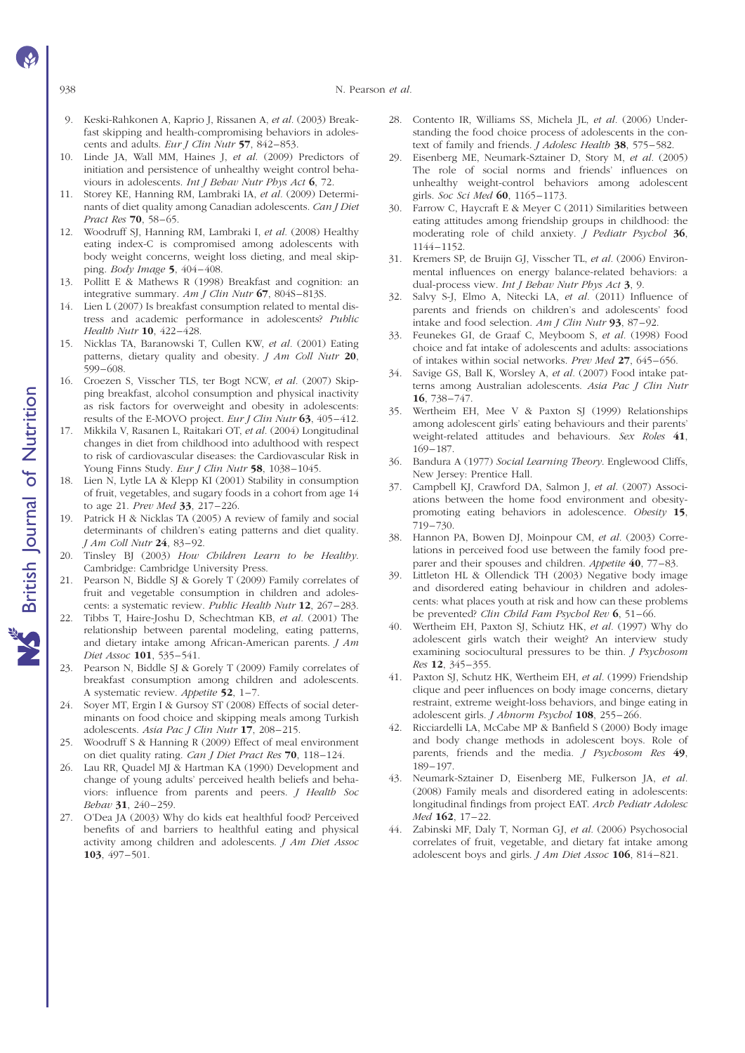9. Keski-Rahkonen A, Kaprio J, Rissanen A, *et al.* (2003) Breakfast skipping and health-compromising behaviors in adolescents and adults. *Eur J Clin Nutr* **57**, 842–853.
10. Linde JA, Wall MM, Haines J, *et al.* (2009) Predictors of initiation and persistence of unhealthy weight control behaviours in adolescents. *Int J Behav Nutr Phys Act* **6**, 72.
11. Storey KE, Hanning RM, Lambraki IA, *et al.* (2009) Determinants of diet quality among Canadian adolescents. *Can J Diet Pract Res* **70**, 58–65.
12. Woodruff SJ, Hanning RM, Lambraki I, *et al.* (2008) Healthy eating index-C is compromised among adolescents with body weight concerns, weight loss dieting, and meal skipping. *Body Image* **5**, 404–408.
13. Pollitt E & Mathews R (1998) Breakfast and cognition: an integrative summary. *Am J Clin Nutr* **67**, 804S–813S.
14. Lien L (2007) Is breakfast consumption related to mental distress and academic performance in adolescents? *Public Health Nutr* **10**, 422–428.
15. Nicklas TA, Baranowski T, Cullen KW, *et al.* (2001) Eating patterns, dietary quality and obesity. *J Am Coll Nutr* **20**, 599–608.
16. Croezen S, Visscher TLS, ter Bogt NCW, *et al.* (2007) Skipping breakfast, alcohol consumption and physical inactivity as risk factors for overweight and obesity in adolescents: results of the E-MOVO project. *Eur J Clin Nutr* **63**, 405–412.
17. Mikkila V, Rasanen L, Raitakari OT, *et al.* (2004) Longitudinal changes in diet from childhood into adulthood with respect to risk of cardiovascular diseases: the Cardiovascular Risk in Young Finns Study. *Eur J Clin Nutr* **58**, 1038–1045.
18. Lien N, Lytle LA & Klepp KI (2001) Stability in consumption of fruit, vegetables, and sugary foods in a cohort from age 14 to age 21. *Prev Med* **33**, 217–226.
19. Patrick H & Nicklas TA (2005) A review of family and social determinants of children's eating patterns and diet quality. *J Am Coll Nutr* **24**, 83–92.
20. Tinsley BJ (2003) *How Children Learn to be Healthy*. Cambridge: Cambridge University Press.
21. Pearson N, Biddle SJ & Gorely T (2009) Family correlates of fruit and vegetable consumption in children and adolescents: a systematic review. *Public Health Nutr* **12**, 267–283.
22. Tibbs T, Haire-Joshu D, Schechtman KB, *et al.* (2001) The relationship between parental modeling, eating patterns, and dietary intake among African-American parents. *J Am Diet Assoc* **101**, 535–541.
23. Pearson N, Biddle SJ & Gorely T (2009) Family correlates of breakfast consumption among children and adolescents. A systematic review. *Appetite* **52**, 1–7.
24. Soyer MT, Ergin I & Gursoy ST (2008) Effects of social determinants on food choice and skipping meals among Turkish adolescents. *Asia Pac J Clin Nutr* **17**, 208–215.
25. Woodruff S & Hanning R (2009) Effect of meal environment on diet quality rating. *Can J Diet Pract Res* **70**, 118–124.
26. Lau RR, Quadel MJ & Hartman KA (1990) Development and change of young adults' perceived health beliefs and behaviors: influence from parents and peers. *J Health Soc Behav* **31**, 240–259.
27. O'Dea JA (2003) Why do kids eat healthful food? Perceived benefits of and barriers to healthful eating and physical activity among children and adolescents. *J Am Diet Assoc* **103**, 497–501.
28. Contento IR, Williams SS, Michela JL, *et al.* (2006) Understanding the food choice process of adolescents in the context of family and friends. *J Adolesc Health* **38**, 575–582.
29. Eisenberg ME, Neumark-Sztainer D, Story M, *et al.* (2005) The role of social norms and friends' influences on unhealthy weight-control behaviors among adolescent girls. *Soc Sci Med* **60**, 1165–1173.
30. Farrow C, Haycraft E & Meyer C (2011) Similarities between eating attitudes among friendship groups in childhood: the moderating role of child anxiety. *J Pediatr Psychol* **36**, 1144–1152.
31. Kremers SP, de Bruijn GJ, Visscher TL, *et al.* (2006) Environmental influences on energy balance-related behaviors: a dual-process view. *Int J Behav Nutr Phys Act* **3**, 9.
32. Salvy S-J, Elmo A, Nitecki LA, *et al.* (2011) Influence of parents and friends on children's and adolescents' food intake and food selection. *Am J Clin Nutr* **93**, 87–92.
33. Feunekes GI, de Graaf C, Meyboom S, *et al.* (1998) Food choice and fat intake of adolescents and adults: associations of intakes within social networks. *Prev Med* **27**, 645–656.
34. Savige GS, Ball K, Worsley A, *et al.* (2007) Food intake patterns among Australian adolescents. *Asia Pac J Clin Nutr* **16**, 738–747.
35. Wertheim EH, Mee V & Paxton SJ (1999) Relationships among adolescent girls' eating behaviours and their parents' weight-related attitudes and behaviours. *Sex Roles* **41**, 169–187.
36. Bandura A (1977) *Social Learning Theory*. Englewood Cliffs, New Jersey: Prentice Hall.
37. Campbell KJ, Crawford DA, Salmon J, *et al.* (2007) Associations between the home food environment and obesity-promoting eating behaviors in adolescence. *Obesity* **15**, 719–730.
38. Hannon PA, Bowen DJ, Moinpour CM, *et al.* (2003) Correlations in perceived food use between the family food preparer and their spouses and children. *Appetite* **40**, 77–83.
39. Littleton HL & Ollendick TH (2003) Negative body image and disordered eating behaviour in children and adolescents: what places youth at risk and how can these problems be prevented? *Clin Child Fam Psychol Rev* **6**, 51–66.
40. Wertheim EH, Paxton SJ, Schiutz HK, *et al.* (1997) Why do adolescent girls watch their weight? An interview study examining sociocultural pressures to be thin. *J Psychosom Res* **12**, 345–355.
41. Paxton SJ, Schutz HK, Wertheim EH, *et al.* (1999) Friendship clique and peer influences on body image concerns, dietary restraint, extreme weight-loss behaviors, and binge eating in adolescent girls. *J Abnorm Psychol* **108**, 255–266.
42. Ricciardelli LA, McCabe MP & Banfield S (2000) Body image and body change methods in adolescent boys. Role of parents, friends and the media. *J Psychosom Res* **49**, 189–197.
43. Neumark-Sztainer D, Eisenberg ME, Fulkerson JA, *et al.* (2008) Family meals and disordered eating in adolescents: longitudinal findings from project EAT. *Arch Pediatr Adolesc Med* **162**, 17–22.
44. Zabinski MF, Daly T, Norman GJ, *et al.* (2006) Psychosocial correlates of fruit, vegetable, and dietary fat intake among adolescent boys and girls. *J Am Diet Assoc* **106**, 814–821.